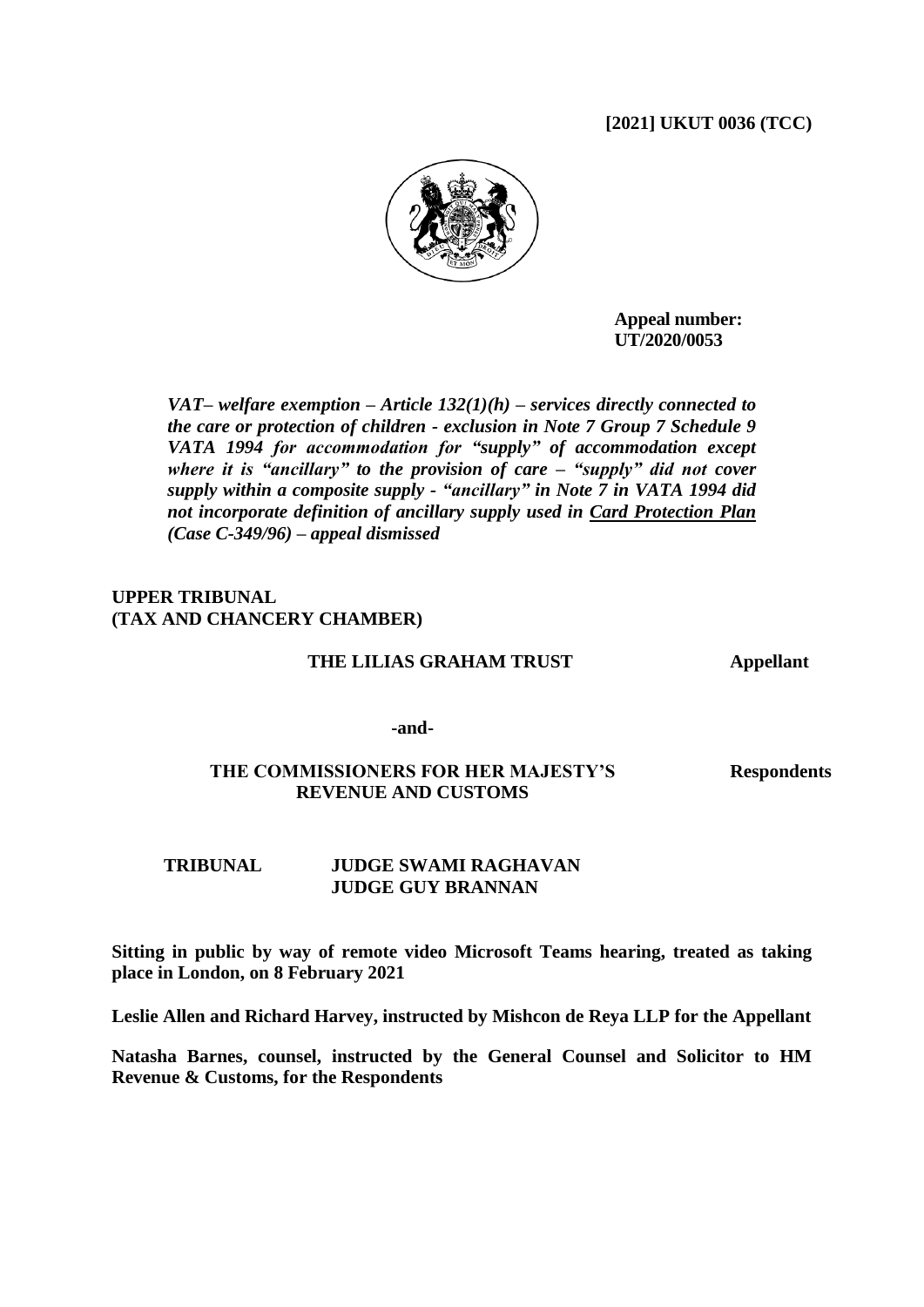**[2021] UKUT 0036 (TCC)**

**Appeal number: UT/2020/0053**

***VAT– welfare exemption – Article 132(1)(h) – services directly connected to the care or protection of children - exclusion in Note 7 Group 7 Schedule 9 VATA 1994 for accommodation for "supply" of accommodation except where it is "ancillary" to the provision of care – "supply" did not cover supply within a composite supply - "ancillary" in Note 7 in VATA 1994 did not incorporate definition of ancillary supply used in <u>Card Protection Plan</u> (Case C-349/96) – appeal dismissed***

**UPPER TRIBUNAL**
**(TAX AND CHANCERY CHAMBER)**

**THE LILIAS GRAHAM TRUST** **Appellant**

**-and-**

**THE COMMISSIONERS FOR HER MAJESTY'S REVENUE AND CUSTOMS** **Respondents**

**TRIBUNAL** **JUDGE SWAMI RAGHAVAN**
**JUDGE GUY BRANNAN**

**Sitting in public by way of remote video Microsoft Teams hearing, treated as taking place in London, on 8 February 2021**

**Leslie Allen and Richard Harvey, instructed by Mishcon de Reya LLP for the Appellant**

**Natasha Barnes, counsel, instructed by the General Counsel and Solicitor to HM Revenue & Customs, for the Respondents**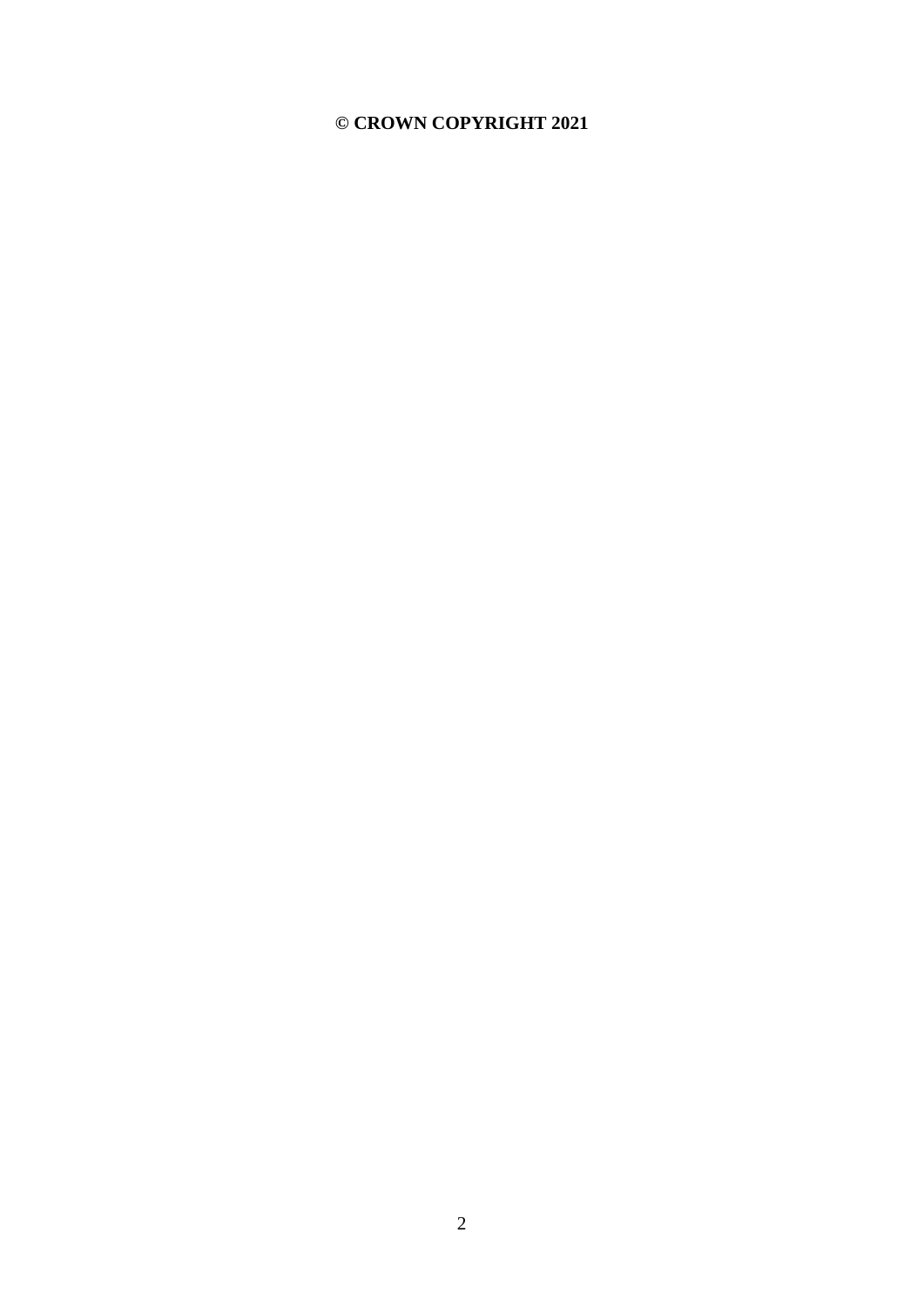**© CROWN COPYRIGHT 2021**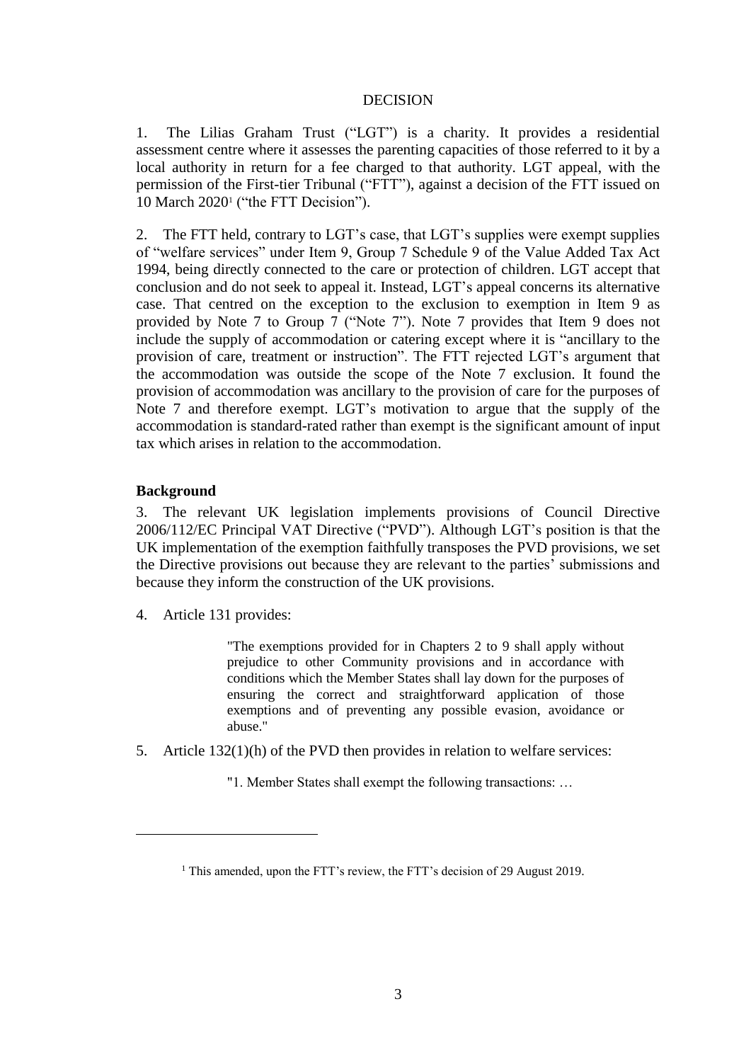# DECISION

1. The Lilias Graham Trust ("LGT") is a charity. It provides a residential assessment centre where it assesses the parenting capacities of those referred to it by a local authority in return for a fee charged to that authority. LGT appeal, with the permission of the First-tier Tribunal ("FTT"), against a decision of the FTT issued on 10 March 2020[1] ("the FTT Decision").

2. The FTT held, contrary to LGT's case, that LGT's supplies were exempt supplies of "welfare services" under Item 9, Group 7 Schedule 9 of the Value Added Tax Act 1994, being directly connected to the care or protection of children. LGT accept that conclusion and do not seek to appeal it. Instead, LGT's appeal concerns its alternative case. That centred on the exception to the exclusion to exemption in Item 9 as provided by Note 7 to Group 7 ("Note 7"). Note 7 provides that Item 9 does not include the supply of accommodation or catering except where it is "ancillary to the provision of care, treatment or instruction". The FTT rejected LGT's argument that the accommodation was outside the scope of the Note 7 exclusion. It found the provision of accommodation was ancillary to the provision of care for the purposes of Note 7 and therefore exempt. LGT's motivation to argue that the supply of the accommodation is standard-rated rather than exempt is the significant amount of input tax which arises in relation to the accommodation.

## Background

3. The relevant UK legislation implements provisions of Council Directive 2006/112/EC Principal VAT Directive ("PVD"). Although LGT's position is that the UK implementation of the exemption faithfully transposes the PVD provisions, we set the Directive provisions out because they are relevant to the parties' submissions and because they inform the construction of the UK provisions.

4. Article 131 provides:

> "The exemptions provided for in Chapters 2 to 9 shall apply without prejudice to other Community provisions and in accordance with conditions which the Member States shall lay down for the purposes of ensuring the correct and straightforward application of those exemptions and of preventing any possible evasion, avoidance or abuse."

5. Article 132(1)(h) of the PVD then provides in relation to welfare services:

> "1. Member States shall exempt the following transactions: …

---

[1] This amended, upon the FTT's review, the FTT's decision of 29 August 2019.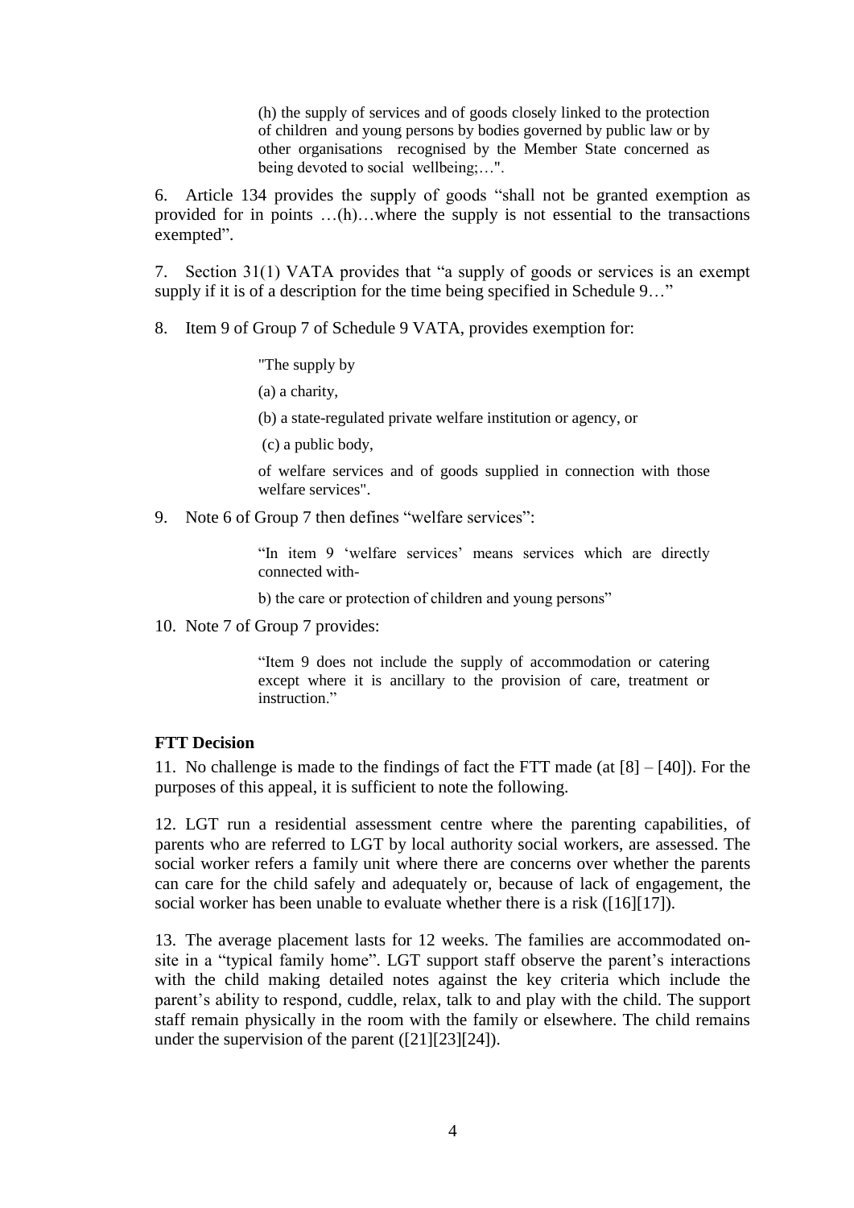> (h) the supply of services and of goods closely linked to the protection of children and young persons by bodies governed by public law or by other organisations recognised by the Member State concerned as being devoted to social wellbeing;…".

6. Article 134 provides the supply of goods "shall not be granted exemption as provided for in points …(h)…where the supply is not essential to the transactions exempted".

7. Section 31(1) VATA provides that "a supply of goods or services is an exempt supply if it is of a description for the time being specified in Schedule 9…"

8. Item 9 of Group 7 of Schedule 9 VATA, provides exemption for:

> "The supply by
>
> (a) a charity,
>
> (b) a state-regulated private welfare institution or agency, or
>
> (c) a public body,
>
> of welfare services and of goods supplied in connection with those welfare services".

9. Note 6 of Group 7 then defines "welfare services":

> "In item 9 'welfare services' means services which are directly connected with-
>
> b) the care or protection of children and young persons"

10. Note 7 of Group 7 provides:

> "Item 9 does not include the supply of accommodation or catering except where it is ancillary to the provision of care, treatment or instruction."

**FTT Decision**

11. No challenge is made to the findings of fact the FTT made (at [8] – [40]). For the purposes of this appeal, it is sufficient to note the following.

12. LGT run a residential assessment centre where the parenting capabilities, of parents who are referred to LGT by local authority social workers, are assessed. The social worker refers a family unit where there are concerns over whether the parents can care for the child safely and adequately or, because of lack of engagement, the social worker has been unable to evaluate whether there is a risk ([16][17]).

13. The average placement lasts for 12 weeks. The families are accommodated on-site in a "typical family home". LGT support staff observe the parent's interactions with the child making detailed notes against the key criteria which include the parent's ability to respond, cuddle, relax, talk to and play with the child. The support staff remain physically in the room with the family or elsewhere. The child remains under the supervision of the parent ([21][23][24]).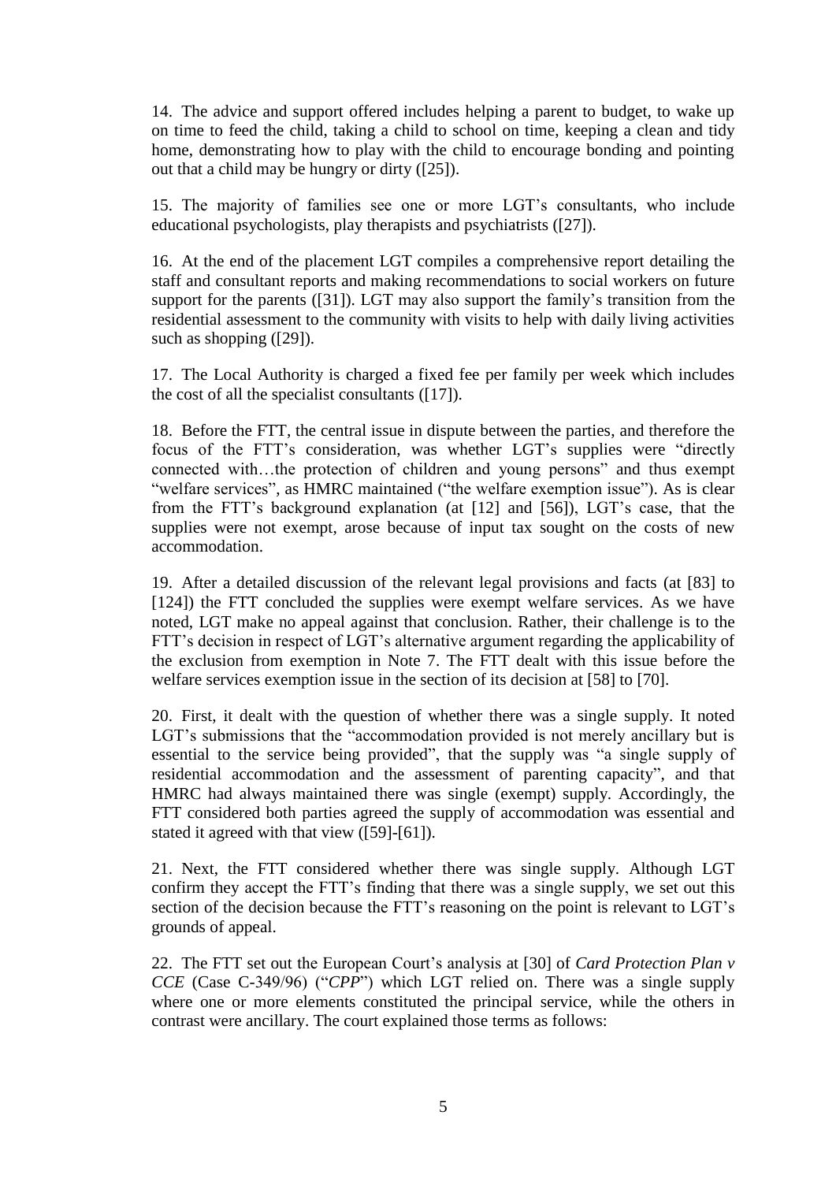14. The advice and support offered includes helping a parent to budget, to wake up on time to feed the child, taking a child to school on time, keeping a clean and tidy home, demonstrating how to play with the child to encourage bonding and pointing out that a child may be hungry or dirty ([25]).

15. The majority of families see one or more LGT's consultants, who include educational psychologists, play therapists and psychiatrists ([27]).

16. At the end of the placement LGT compiles a comprehensive report detailing the staff and consultant reports and making recommendations to social workers on future support for the parents ([31]). LGT may also support the family's transition from the residential assessment to the community with visits to help with daily living activities such as shopping ([29]).

17. The Local Authority is charged a fixed fee per family per week which includes the cost of all the specialist consultants ([17]).

18. Before the FTT, the central issue in dispute between the parties, and therefore the focus of the FTT's consideration, was whether LGT's supplies were "directly connected with…the protection of children and young persons" and thus exempt "welfare services", as HMRC maintained ("the welfare exemption issue"). As is clear from the FTT's background explanation (at [12] and [56]), LGT's case, that the supplies were not exempt, arose because of input tax sought on the costs of new accommodation.

19. After a detailed discussion of the relevant legal provisions and facts (at [83] to [124]) the FTT concluded the supplies were exempt welfare services. As we have noted, LGT make no appeal against that conclusion. Rather, their challenge is to the FTT's decision in respect of LGT's alternative argument regarding the applicability of the exclusion from exemption in Note 7. The FTT dealt with this issue before the welfare services exemption issue in the section of its decision at [58] to [70].

20. First, it dealt with the question of whether there was a single supply. It noted LGT's submissions that the "accommodation provided is not merely ancillary but is essential to the service being provided", that the supply was "a single supply of residential accommodation and the assessment of parenting capacity", and that HMRC had always maintained there was single (exempt) supply. Accordingly, the FTT considered both parties agreed the supply of accommodation was essential and stated it agreed with that view ([59]-[61]).

21. Next, the FTT considered whether there was single supply. Although LGT confirm they accept the FTT's finding that there was a single supply, we set out this section of the decision because the FTT's reasoning on the point is relevant to LGT's grounds of appeal.

22. The FTT set out the European Court's analysis at [30] of *Card Protection Plan v CCE* (Case C-349/96) ("*CPP*") which LGT relied on. There was a single supply where one or more elements constituted the principal service, while the others in contrast were ancillary. The court explained those terms as follows: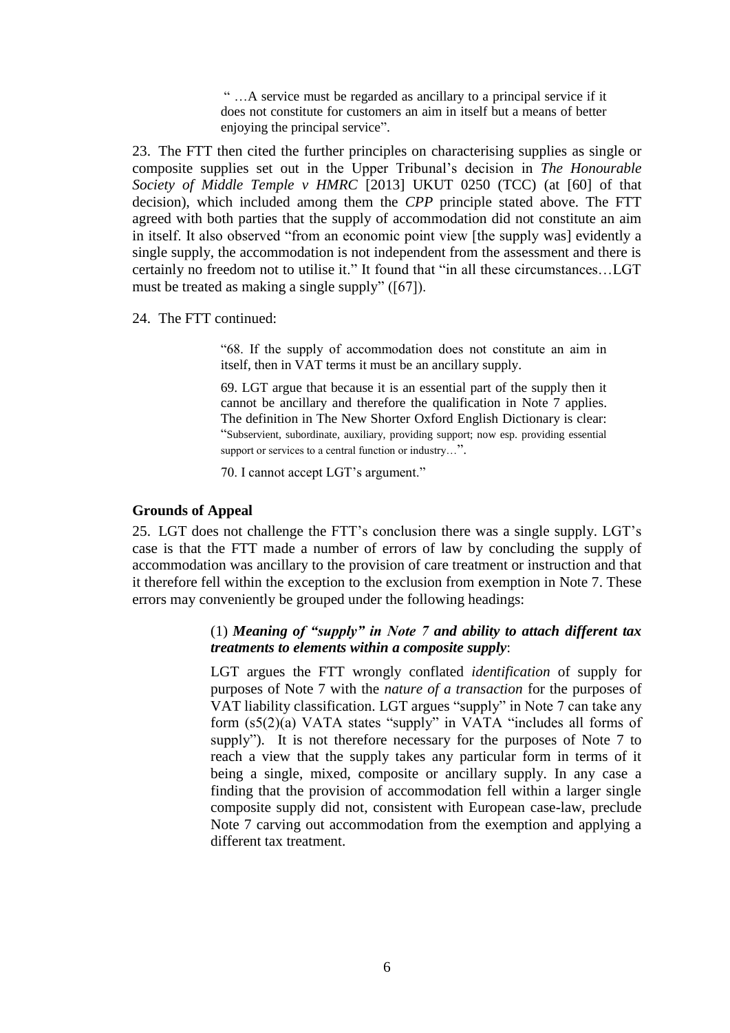> " …A service must be regarded as ancillary to a principal service if it does not constitute for customers an aim in itself but a means of better enjoying the principal service".

23. The FTT then cited the further principles on characterising supplies as single or composite supplies set out in the Upper Tribunal's decision in *The Honourable Society of Middle Temple v HMRC* [2013] UKUT 0250 (TCC) (at [60] of that decision), which included among them the *CPP* principle stated above. The FTT agreed with both parties that the supply of accommodation did not constitute an aim in itself. It also observed "from an economic point view [the supply was] evidently a single supply, the accommodation is not independent from the assessment and there is certainly no freedom not to utilise it." It found that "in all these circumstances…LGT must be treated as making a single supply" ([67]).

24. The FTT continued:

> "68. If the supply of accommodation does not constitute an aim in itself, then in VAT terms it must be an ancillary supply.
>
> 69. LGT argue that because it is an essential part of the supply then it cannot be ancillary and therefore the qualification in Note 7 applies. The definition in The New Shorter Oxford English Dictionary is clear: "Subservient, subordinate, auxiliary, providing support; now esp. providing essential support or services to a central function or industry…".
>
> 70. I cannot accept LGT's argument."

### Grounds of Appeal

25. LGT does not challenge the FTT's conclusion there was a single supply. LGT's case is that the FTT made a number of errors of law by concluding the supply of accommodation was ancillary to the provision of care treatment or instruction and that it therefore fell within the exception to the exclusion from exemption in Note 7. These errors may conveniently be grouped under the following headings:

> (1) ***Meaning of "supply" in Note 7 and ability to attach different tax treatments to elements within a composite supply***:
>
> LGT argues the FTT wrongly conflated *identification* of supply for purposes of Note 7 with the *nature of a transaction* for the purposes of VAT liability classification. LGT argues "supply" in Note 7 can take any form (s5(2)(a) VATA states "supply" in VATA "includes all forms of supply"). It is not therefore necessary for the purposes of Note 7 to reach a view that the supply takes any particular form in terms of it being a single, mixed, composite or ancillary supply. In any case a finding that the provision of accommodation fell within a larger single composite supply did not, consistent with European case-law, preclude Note 7 carving out accommodation from the exemption and applying a different tax treatment.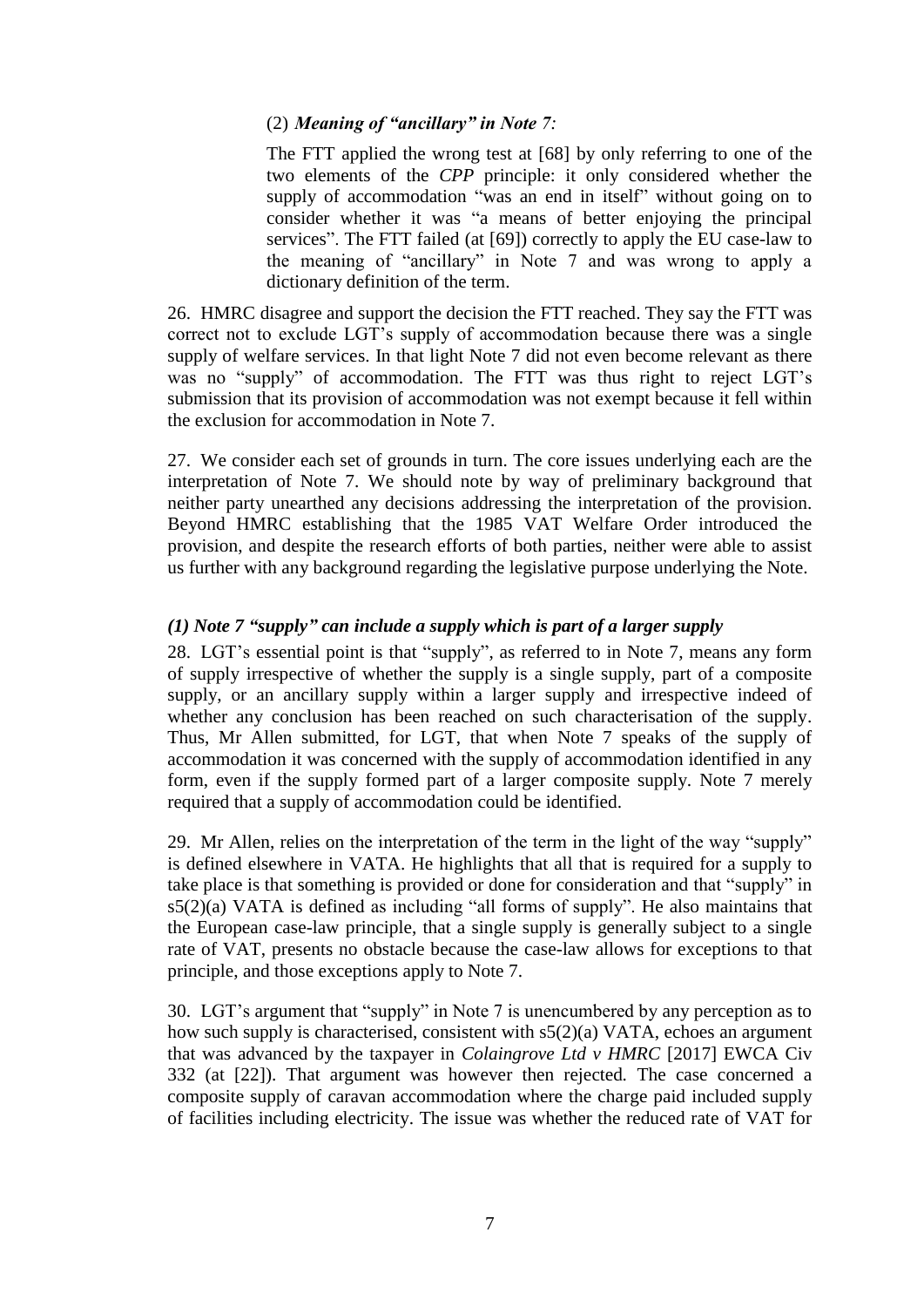(2) ***Meaning of "ancillary" in Note 7:***

> The FTT applied the wrong test at [68] by only referring to one of the two elements of the *CPP* principle: it only considered whether the supply of accommodation "was an end in itself" without going on to consider whether it was "a means of better enjoying the principal services". The FTT failed (at [69]) correctly to apply the EU case-law to the meaning of "ancillary" in Note 7 and was wrong to apply a dictionary definition of the term.

26. HMRC disagree and support the decision the FTT reached. They say the FTT was correct not to exclude LGT's supply of accommodation because there was a single supply of welfare services. In that light Note 7 did not even become relevant as there was no "supply" of accommodation. The FTT was thus right to reject LGT's submission that its provision of accommodation was not exempt because it fell within the exclusion for accommodation in Note 7.

27. We consider each set of grounds in turn. The core issues underlying each are the interpretation of Note 7. We should note by way of preliminary background that neither party unearthed any decisions addressing the interpretation of the provision. Beyond HMRC establishing that the 1985 VAT Welfare Order introduced the provision, and despite the research efforts of both parties, neither were able to assist us further with any background regarding the legislative purpose underlying the Note.

### *(1) Note 7 "supply" can include a supply which is part of a larger supply*

28. LGT's essential point is that "supply", as referred to in Note 7, means any form of supply irrespective of whether the supply is a single supply, part of a composite supply, or an ancillary supply within a larger supply and irrespective indeed of whether any conclusion has been reached on such characterisation of the supply. Thus, Mr Allen submitted, for LGT, that when Note 7 speaks of the supply of accommodation it was concerned with the supply of accommodation identified in any form, even if the supply formed part of a larger composite supply. Note 7 merely required that a supply of accommodation could be identified.

29. Mr Allen, relies on the interpretation of the term in the light of the way "supply" is defined elsewhere in VATA. He highlights that all that is required for a supply to take place is that something is provided or done for consideration and that "supply" in s5(2)(a) VATA is defined as including "all forms of supply". He also maintains that the European case-law principle, that a single supply is generally subject to a single rate of VAT, presents no obstacle because the case-law allows for exceptions to that principle, and those exceptions apply to Note 7.

30. LGT's argument that "supply" in Note 7 is unencumbered by any perception as to how such supply is characterised, consistent with s5(2)(a) VATA, echoes an argument that was advanced by the taxpayer in *Colaingrove Ltd v HMRC* [2017] EWCA Civ 332 (at [22]). That argument was however then rejected. The case concerned a composite supply of caravan accommodation where the charge paid included supply of facilities including electricity. The issue was whether the reduced rate of VAT for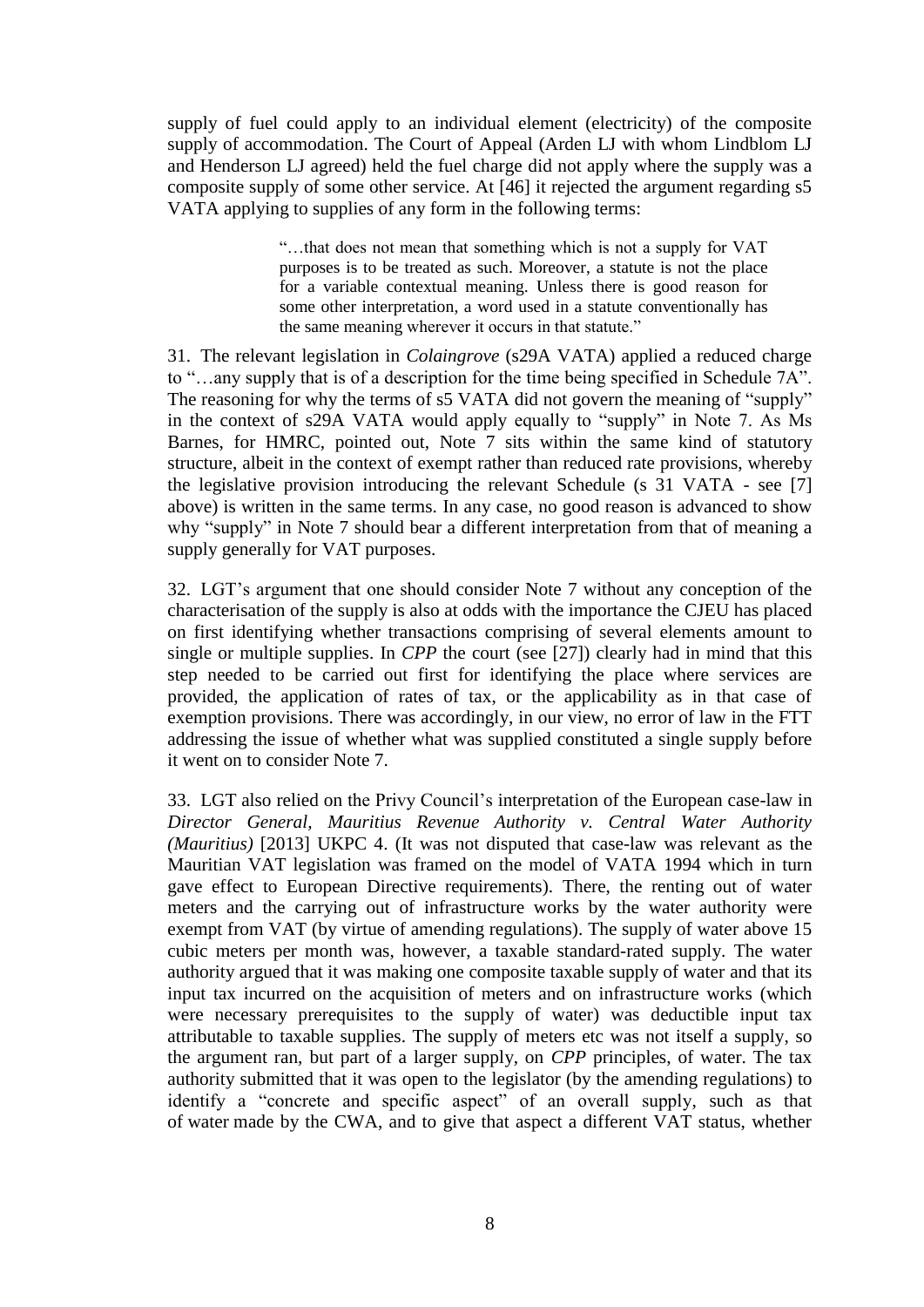supply of fuel could apply to an individual element (electricity) of the composite supply of accommodation. The Court of Appeal (Arden LJ with whom Lindblom LJ and Henderson LJ agreed) held the fuel charge did not apply where the supply was a composite supply of some other service. At [46] it rejected the argument regarding s5 VATA applying to supplies of any form in the following terms:

> "…that does not mean that something which is not a supply for VAT purposes is to be treated as such. Moreover, a statute is not the place for a variable contextual meaning. Unless there is good reason for some other interpretation, a word used in a statute conventionally has the same meaning wherever it occurs in that statute."

31. The relevant legislation in *Colaingrove* (s29A VATA) applied a reduced charge to "…any supply that is of a description for the time being specified in Schedule 7A". The reasoning for why the terms of s5 VATA did not govern the meaning of "supply" in the context of s29A VATA would apply equally to "supply" in Note 7. As Ms Barnes, for HMRC, pointed out, Note 7 sits within the same kind of statutory structure, albeit in the context of exempt rather than reduced rate provisions, whereby the legislative provision introducing the relevant Schedule (s 31 VATA - see [7] above) is written in the same terms. In any case, no good reason is advanced to show why "supply" in Note 7 should bear a different interpretation from that of meaning a supply generally for VAT purposes.

32. LGT's argument that one should consider Note 7 without any conception of the characterisation of the supply is also at odds with the importance the CJEU has placed on first identifying whether transactions comprising of several elements amount to single or multiple supplies. In *CPP* the court (see [27]) clearly had in mind that this step needed to be carried out first for identifying the place where services are provided, the application of rates of tax, or the applicability as in that case of exemption provisions. There was accordingly, in our view, no error of law in the FTT addressing the issue of whether what was supplied constituted a single supply before it went on to consider Note 7.

33. LGT also relied on the Privy Council's interpretation of the European case-law in *Director General, Mauritius Revenue Authority v. Central Water Authority (Mauritius)* [2013] UKPC 4. (It was not disputed that case-law was relevant as the Mauritian VAT legislation was framed on the model of VATA 1994 which in turn gave effect to European Directive requirements). There, the renting out of water meters and the carrying out of infrastructure works by the water authority were exempt from VAT (by virtue of amending regulations). The supply of water above 15 cubic meters per month was, however, a taxable standard-rated supply. The water authority argued that it was making one composite taxable supply of water and that its input tax incurred on the acquisition of meters and on infrastructure works (which were necessary prerequisites to the supply of water) was deductible input tax attributable to taxable supplies. The supply of meters etc was not itself a supply, so the argument ran, but part of a larger supply, on *CPP* principles, of water. The tax authority submitted that it was open to the legislator (by the amending regulations) to identify a "concrete and specific aspect" of an overall supply, such as that of water made by the CWA, and to give that aspect a different VAT status, whether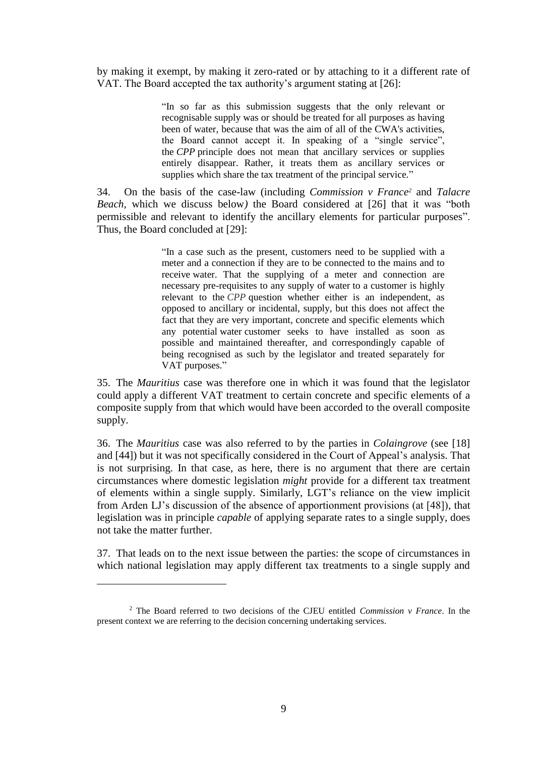by making it exempt, by making it zero-rated or by attaching to it a different rate of VAT. The Board accepted the tax authority's argument stating at [26]:

> "In so far as this submission suggests that the only relevant or recognisable supply was or should be treated for all purposes as having been of water, because that was the aim of all of the CWA's activities, the Board cannot accept it. In speaking of a "single service", the *CPP* principle does not mean that ancillary services or supplies entirely disappear. Rather, it treats them as ancillary services or supplies which share the tax treatment of the principal service."

34. On the basis of the case-law (including *Commission v France*[2] and *Talacre Beach*, which we discuss below*)* the Board considered at [26] that it was "both permissible and relevant to identify the ancillary elements for particular purposes". Thus, the Board concluded at [29]:

> "In a case such as the present, customers need to be supplied with a meter and a connection if they are to be connected to the mains and to receive water. That the supplying of a meter and connection are necessary pre-requisites to any supply of water to a customer is highly relevant to the *CPP* question whether either is an independent, as opposed to ancillary or incidental, supply, but this does not affect the fact that they are very important, concrete and specific elements which any potential water customer seeks to have installed as soon as possible and maintained thereafter, and correspondingly capable of being recognised as such by the legislator and treated separately for VAT purposes."

35. The *Mauritius* case was therefore one in which it was found that the legislator could apply a different VAT treatment to certain concrete and specific elements of a composite supply from that which would have been accorded to the overall composite supply.

36. The *Mauritius* case was also referred to by the parties in *Colaingrove* (see [18] and [44]) but it was not specifically considered in the Court of Appeal's analysis. That is not surprising. In that case, as here, there is no argument that there are certain circumstances where domestic legislation *might* provide for a different tax treatment of elements within a single supply. Similarly, LGT's reliance on the view implicit from Arden LJ's discussion of the absence of apportionment provisions (at [48]), that legislation was in principle *capable* of applying separate rates to a single supply, does not take the matter further.

37. That leads on to the next issue between the parties: the scope of circumstances in which national legislation may apply different tax treatments to a single supply and

---

[2] The Board referred to two decisions of the CJEU entitled *Commission v France*. In the present context we are referring to the decision concerning undertaking services.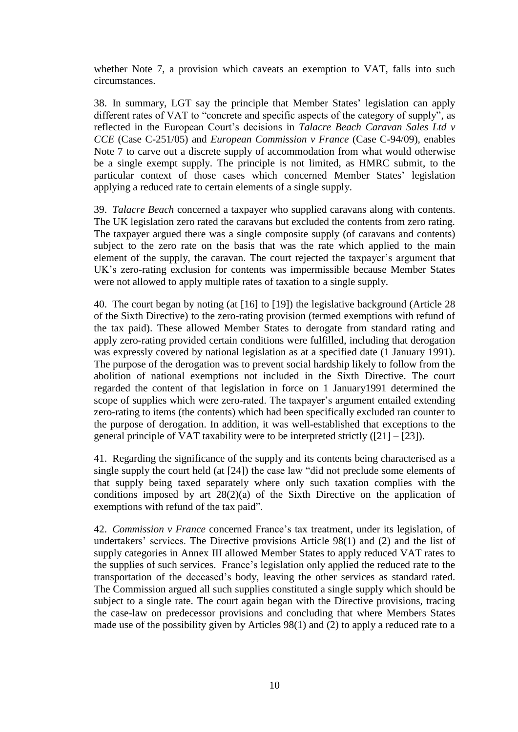whether Note 7, a provision which caveats an exemption to VAT, falls into such circumstances.

38. In summary, LGT say the principle that Member States' legislation can apply different rates of VAT to "concrete and specific aspects of the category of supply", as reflected in the European Court's decisions in *Talacre Beach Caravan Sales Ltd v CCE* (Case C-251/05) and *European Commission v France* (Case C-94/09), enables Note 7 to carve out a discrete supply of accommodation from what would otherwise be a single exempt supply. The principle is not limited, as HMRC submit, to the particular context of those cases which concerned Member States' legislation applying a reduced rate to certain elements of a single supply.

39. *Talacre Beach* concerned a taxpayer who supplied caravans along with contents. The UK legislation zero rated the caravans but excluded the contents from zero rating. The taxpayer argued there was a single composite supply (of caravans and contents) subject to the zero rate on the basis that was the rate which applied to the main element of the supply, the caravan. The court rejected the taxpayer's argument that UK's zero-rating exclusion for contents was impermissible because Member States were not allowed to apply multiple rates of taxation to a single supply.

40. The court began by noting (at [16] to [19]) the legislative background (Article 28 of the Sixth Directive) to the zero-rating provision (termed exemptions with refund of the tax paid). These allowed Member States to derogate from standard rating and apply zero-rating provided certain conditions were fulfilled, including that derogation was expressly covered by national legislation as at a specified date (1 January 1991). The purpose of the derogation was to prevent social hardship likely to follow from the abolition of national exemptions not included in the Sixth Directive. The court regarded the content of that legislation in force on 1 January1991 determined the scope of supplies which were zero-rated. The taxpayer's argument entailed extending zero-rating to items (the contents) which had been specifically excluded ran counter to the purpose of derogation. In addition, it was well-established that exceptions to the general principle of VAT taxability were to be interpreted strictly ([21] – [23]).

41. Regarding the significance of the supply and its contents being characterised as a single supply the court held (at [24]) the case law "did not preclude some elements of that supply being taxed separately where only such taxation complies with the conditions imposed by art 28(2)(a) of the Sixth Directive on the application of exemptions with refund of the tax paid".

42. *Commission v France* concerned France's tax treatment, under its legislation, of undertakers' services. The Directive provisions Article 98(1) and (2) and the list of supply categories in Annex III allowed Member States to apply reduced VAT rates to the supplies of such services. France's legislation only applied the reduced rate to the transportation of the deceased's body, leaving the other services as standard rated. The Commission argued all such supplies constituted a single supply which should be subject to a single rate. The court again began with the Directive provisions, tracing the case-law on predecessor provisions and concluding that where Members States made use of the possibility given by Articles 98(1) and (2) to apply a reduced rate to a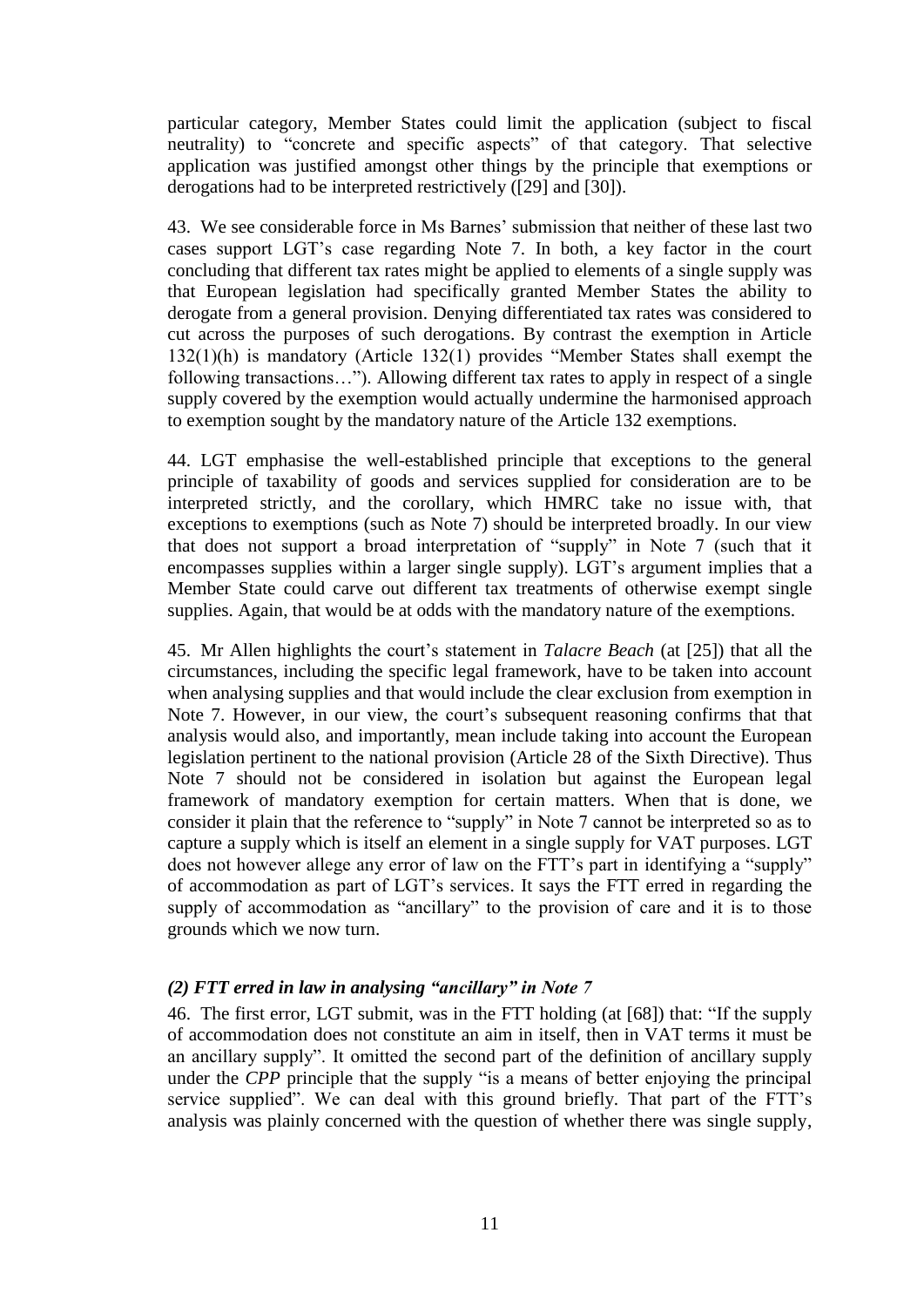particular category, Member States could limit the application (subject to fiscal neutrality) to "concrete and specific aspects" of that category. That selective application was justified amongst other things by the principle that exemptions or derogations had to be interpreted restrictively ([29] and [30]).

43. We see considerable force in Ms Barnes' submission that neither of these last two cases support LGT's case regarding Note 7. In both, a key factor in the court concluding that different tax rates might be applied to elements of a single supply was that European legislation had specifically granted Member States the ability to derogate from a general provision. Denying differentiated tax rates was considered to cut across the purposes of such derogations. By contrast the exemption in Article 132(1)(h) is mandatory (Article 132(1) provides "Member States shall exempt the following transactions…"). Allowing different tax rates to apply in respect of a single supply covered by the exemption would actually undermine the harmonised approach to exemption sought by the mandatory nature of the Article 132 exemptions.

44. LGT emphasise the well-established principle that exceptions to the general principle of taxability of goods and services supplied for consideration are to be interpreted strictly, and the corollary, which HMRC take no issue with, that exceptions to exemptions (such as Note 7) should be interpreted broadly. In our view that does not support a broad interpretation of "supply" in Note 7 (such that it encompasses supplies within a larger single supply). LGT's argument implies that a Member State could carve out different tax treatments of otherwise exempt single supplies. Again, that would be at odds with the mandatory nature of the exemptions.

45. Mr Allen highlights the court's statement in *Talacre Beach* (at [25]) that all the circumstances, including the specific legal framework, have to be taken into account when analysing supplies and that would include the clear exclusion from exemption in Note 7. However, in our view, the court's subsequent reasoning confirms that that analysis would also, and importantly, mean include taking into account the European legislation pertinent to the national provision (Article 28 of the Sixth Directive). Thus Note 7 should not be considered in isolation but against the European legal framework of mandatory exemption for certain matters. When that is done, we consider it plain that the reference to "supply" in Note 7 cannot be interpreted so as to capture a supply which is itself an element in a single supply for VAT purposes. LGT does not however allege any error of law on the FTT's part in identifying a "supply" of accommodation as part of LGT's services. It says the FTT erred in regarding the supply of accommodation as "ancillary" to the provision of care and it is to those grounds which we now turn.

### *(2) FTT erred in law in analysing "ancillary" in Note 7*

46. The first error, LGT submit, was in the FTT holding (at [68]) that: "If the supply of accommodation does not constitute an aim in itself, then in VAT terms it must be an ancillary supply". It omitted the second part of the definition of ancillary supply under the *CPP* principle that the supply "is a means of better enjoying the principal service supplied". We can deal with this ground briefly. That part of the FTT's analysis was plainly concerned with the question of whether there was single supply,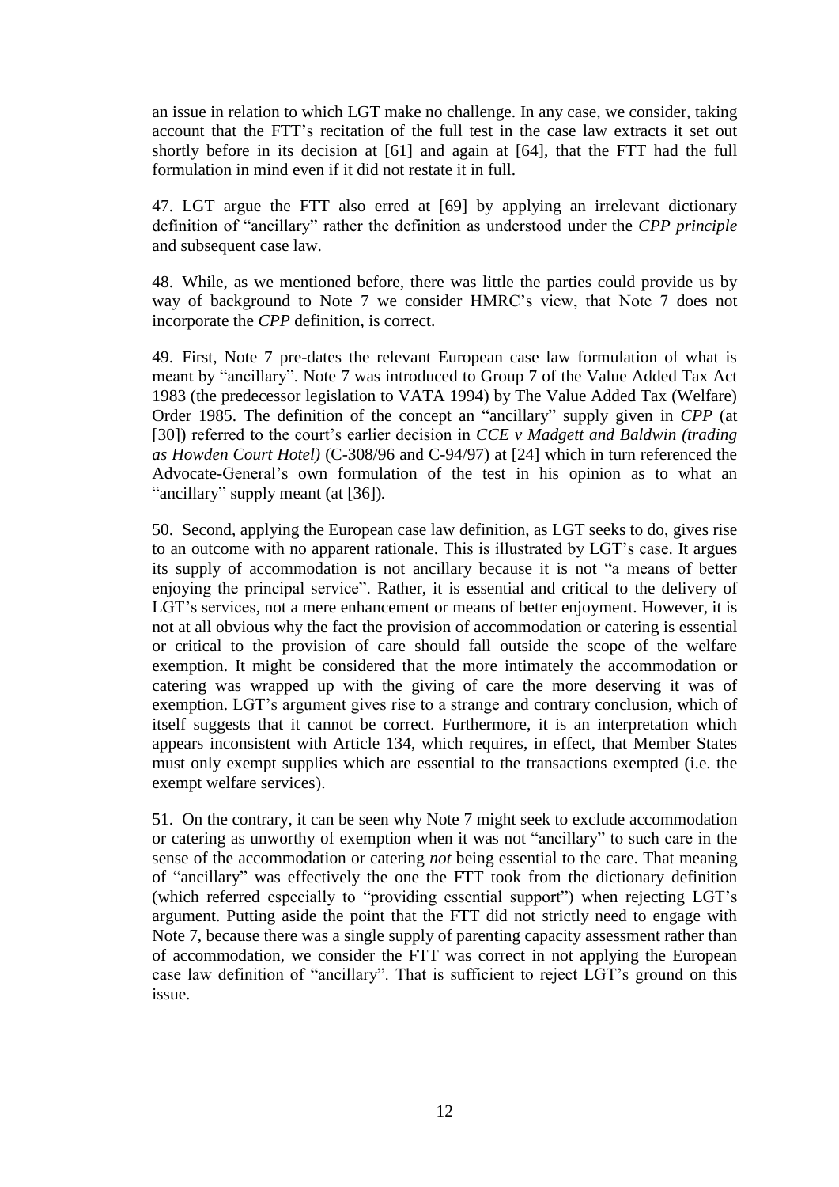an issue in relation to which LGT make no challenge. In any case, we consider, taking account that the FTT's recitation of the full test in the case law extracts it set out shortly before in its decision at [61] and again at [64], that the FTT had the full formulation in mind even if it did not restate it in full.

47. LGT argue the FTT also erred at [69] by applying an irrelevant dictionary definition of "ancillary" rather the definition as understood under the *CPP principle* and subsequent case law.

48. While, as we mentioned before, there was little the parties could provide us by way of background to Note 7 we consider HMRC's view, that Note 7 does not incorporate the *CPP* definition, is correct.

49. First, Note 7 pre-dates the relevant European case law formulation of what is meant by "ancillary". Note 7 was introduced to Group 7 of the Value Added Tax Act 1983 (the predecessor legislation to VATA 1994) by The Value Added Tax (Welfare) Order 1985. The definition of the concept an "ancillary" supply given in *CPP* (at [30]) referred to the court's earlier decision in *CCE v Madgett and Baldwin (trading as Howden Court Hotel)* (C-308/96 and C-94/97) at [24] which in turn referenced the Advocate-General's own formulation of the test in his opinion as to what an "ancillary" supply meant (at [36]).

50. Second, applying the European case law definition, as LGT seeks to do, gives rise to an outcome with no apparent rationale. This is illustrated by LGT's case. It argues its supply of accommodation is not ancillary because it is not "a means of better enjoying the principal service". Rather, it is essential and critical to the delivery of LGT's services, not a mere enhancement or means of better enjoyment. However, it is not at all obvious why the fact the provision of accommodation or catering is essential or critical to the provision of care should fall outside the scope of the welfare exemption. It might be considered that the more intimately the accommodation or catering was wrapped up with the giving of care the more deserving it was of exemption. LGT's argument gives rise to a strange and contrary conclusion, which of itself suggests that it cannot be correct. Furthermore, it is an interpretation which appears inconsistent with Article 134, which requires, in effect, that Member States must only exempt supplies which are essential to the transactions exempted (i.e. the exempt welfare services).

51. On the contrary, it can be seen why Note 7 might seek to exclude accommodation or catering as unworthy of exemption when it was not "ancillary" to such care in the sense of the accommodation or catering *not* being essential to the care. That meaning of "ancillary" was effectively the one the FTT took from the dictionary definition (which referred especially to "providing essential support") when rejecting LGT's argument. Putting aside the point that the FTT did not strictly need to engage with Note 7, because there was a single supply of parenting capacity assessment rather than of accommodation, we consider the FTT was correct in not applying the European case law definition of "ancillary". That is sufficient to reject LGT's ground on this issue.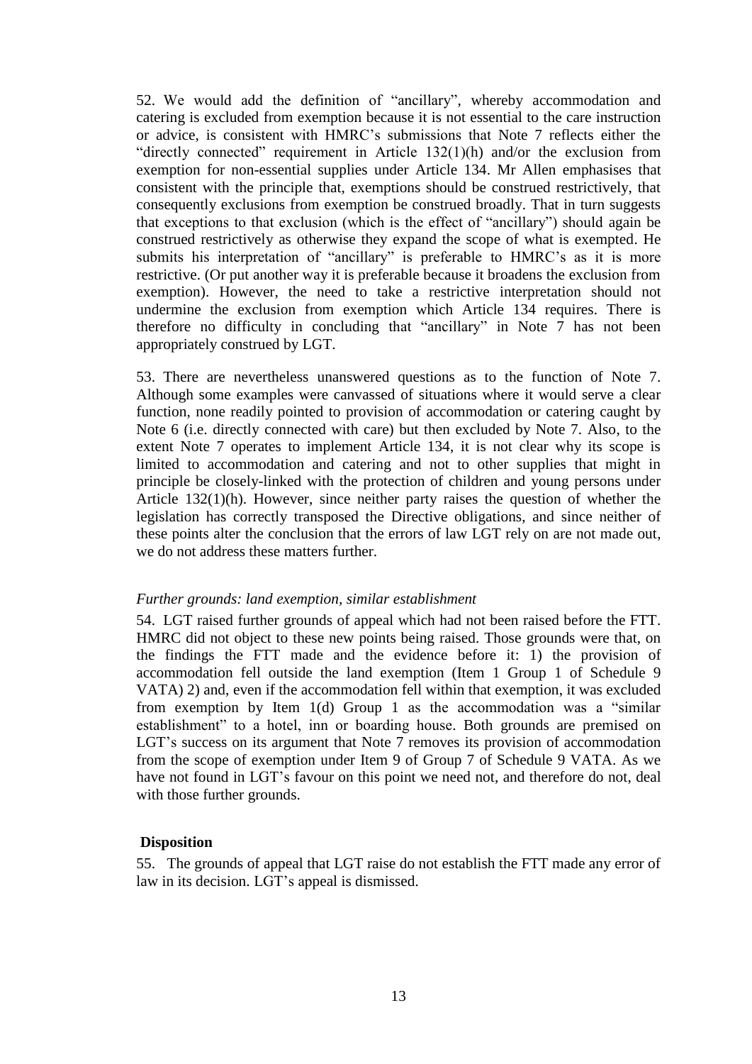52. We would add the definition of "ancillary", whereby accommodation and catering is excluded from exemption because it is not essential to the care instruction or advice, is consistent with HMRC's submissions that Note 7 reflects either the "directly connected" requirement in Article 132(1)(h) and/or the exclusion from exemption for non-essential supplies under Article 134. Mr Allen emphasises that consistent with the principle that, exemptions should be construed restrictively, that consequently exclusions from exemption be construed broadly. That in turn suggests that exceptions to that exclusion (which is the effect of "ancillary") should again be construed restrictively as otherwise they expand the scope of what is exempted. He submits his interpretation of "ancillary" is preferable to HMRC's as it is more restrictive. (Or put another way it is preferable because it broadens the exclusion from exemption). However, the need to take a restrictive interpretation should not undermine the exclusion from exemption which Article 134 requires. There is therefore no difficulty in concluding that "ancillary" in Note 7 has not been appropriately construed by LGT.

53. There are nevertheless unanswered questions as to the function of Note 7. Although some examples were canvassed of situations where it would serve a clear function, none readily pointed to provision of accommodation or catering caught by Note 6 (i.e. directly connected with care) but then excluded by Note 7. Also, to the extent Note 7 operates to implement Article 134, it is not clear why its scope is limited to accommodation and catering and not to other supplies that might in principle be closely-linked with the protection of children and young persons under Article 132(1)(h). However, since neither party raises the question of whether the legislation has correctly transposed the Directive obligations, and since neither of these points alter the conclusion that the errors of law LGT rely on are not made out, we do not address these matters further.

*Further grounds: land exemption, similar establishment*

54. LGT raised further grounds of appeal which had not been raised before the FTT. HMRC did not object to these new points being raised. Those grounds were that, on the findings the FTT made and the evidence before it: 1) the provision of accommodation fell outside the land exemption (Item 1 Group 1 of Schedule 9 VATA) 2) and, even if the accommodation fell within that exemption, it was excluded from exemption by Item 1(d) Group 1 as the accommodation was a "similar establishment" to a hotel, inn or boarding house. Both grounds are premised on LGT's success on its argument that Note 7 removes its provision of accommodation from the scope of exemption under Item 9 of Group 7 of Schedule 9 VATA. As we have not found in LGT's favour on this point we need not, and therefore do not, deal with those further grounds.

**Disposition**

55. The grounds of appeal that LGT raise do not establish the FTT made any error of law in its decision. LGT's appeal is dismissed.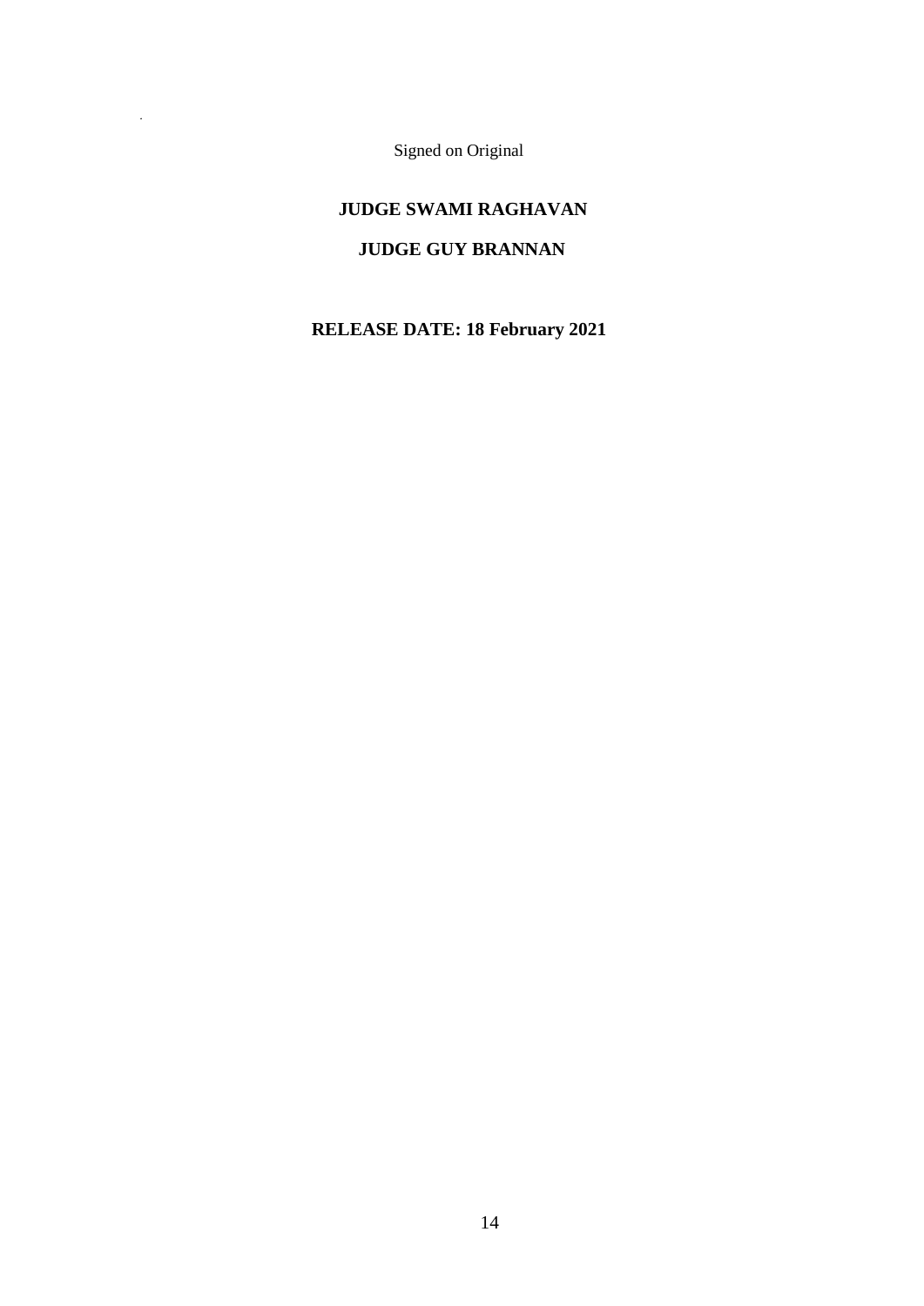Signed on Original

**JUDGE SWAMI RAGHAVAN**

**JUDGE GUY BRANNAN**

**RELEASE DATE: 18 February 2021**